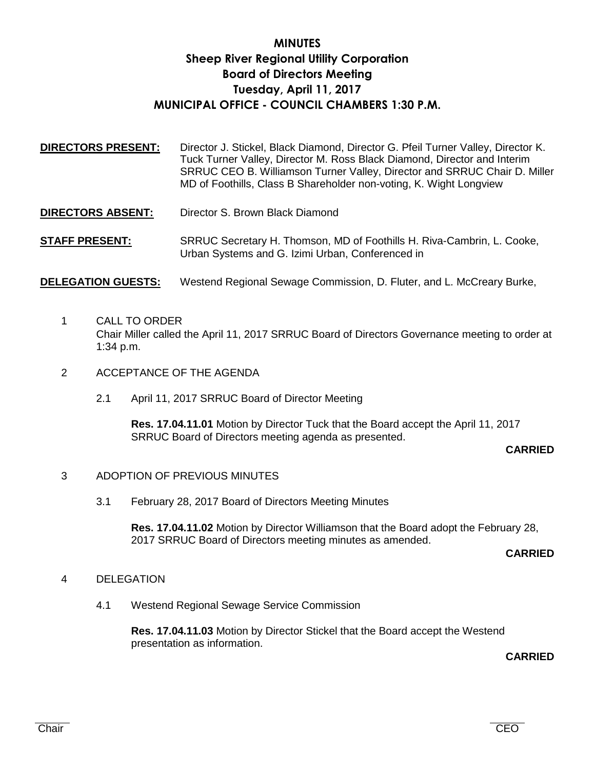# MINUTES
## Sheep River Regional Utility Corporation
## Board of Directors Meeting
## Tuesday, April 11, 2017
## MUNICIPAL OFFICE - COUNCIL CHAMBERS 1:30 P.M.

**DIRECTORS PRESENT:** Director J. Stickel, Black Diamond, Director G. Pfeil Turner Valley, Director K. Tuck Turner Valley, Director M. Ross Black Diamond, Director and Interim SRRUC CEO B. Williamson Turner Valley, Director and SRRUC Chair D. Miller MD of Foothills, Class B Shareholder non-voting, K. Wight Longview

**DIRECTORS ABSENT:** Director S. Brown Black Diamond

**STAFF PRESENT:** SRRUC Secretary H. Thomson, MD of Foothills H. Riva-Cambrin, L. Cooke, Urban Systems and G. Izimi Urban, Conferenced in

**DELEGATION GUESTS:** Westend Regional Sewage Commission, D. Fluter, and L. McCreary Burke,

1 CALL TO ORDER

Chair Miller called the April 11, 2017 SRRUC Board of Directors Governance meeting to order at 1:34 p.m.

2 ACCEPTANCE OF THE AGENDA

2.1 April 11, 2017 SRRUC Board of Director Meeting

**Res. 17.04.11.01** Motion by Director Tuck that the Board accept the April 11, 2017 SRRUC Board of Directors meeting agenda as presented.

**CARRIED**

3 ADOPTION OF PREVIOUS MINUTES

3.1 February 28, 2017 Board of Directors Meeting Minutes

**Res. 17.04.11.02** Motion by Director Williamson that the Board adopt the February 28, 2017 SRRUC Board of Directors meeting minutes as amended.

**CARRIED**

4 DELEGATION

4.1 Westend Regional Sewage Service Commission

**Res. 17.04.11.03** Motion by Director Stickel that the Board accept the Westend presentation as information.

**CARRIED**

Chair CEO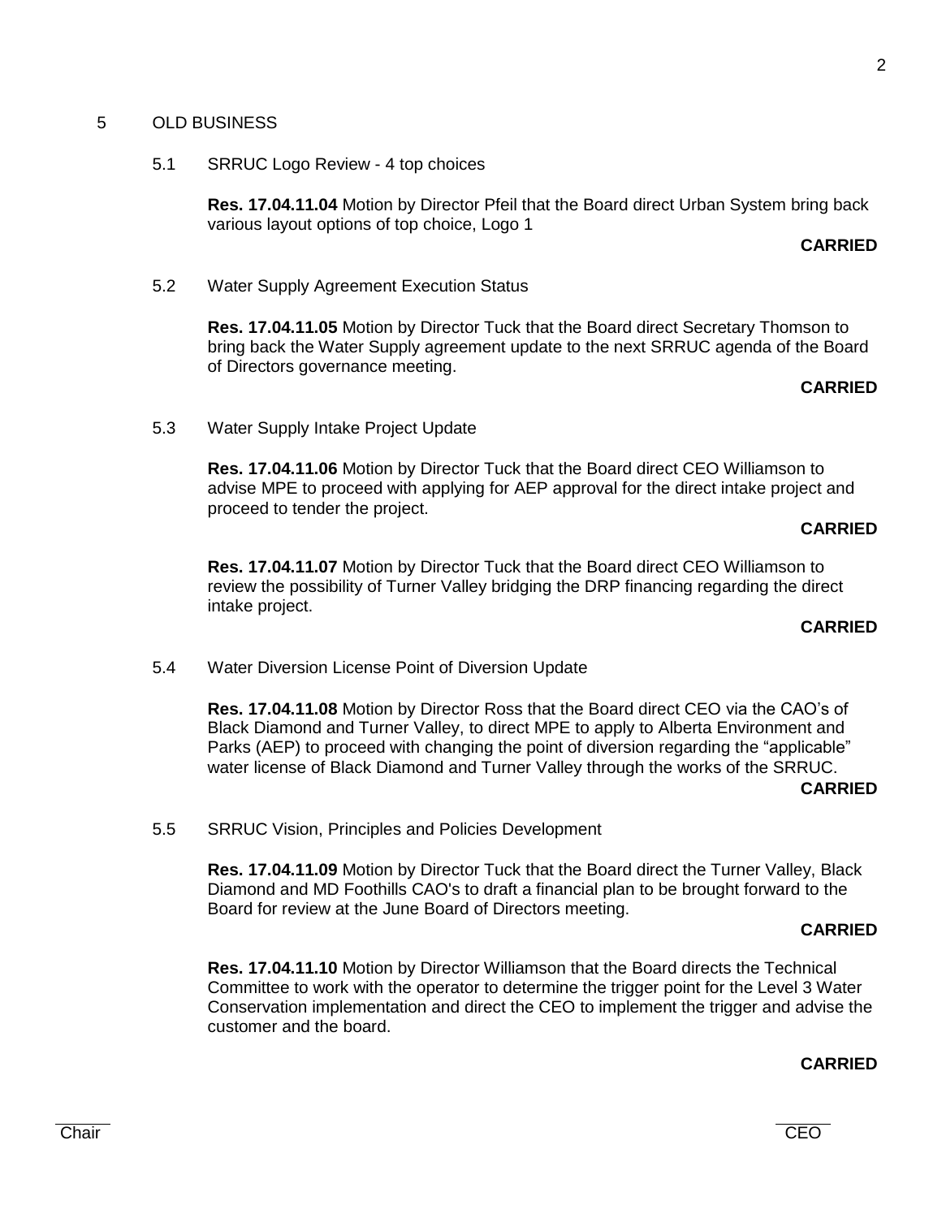## 5 OLD BUSINESS

### 5.1 SRRUC Logo Review - 4 top choices

**Res. 17.04.11.04** Motion by Director Pfeil that the Board direct Urban System bring back various layout options of top choice, Logo 1

**CARRIED**

### 5.2 Water Supply Agreement Execution Status

**Res. 17.04.11.05** Motion by Director Tuck that the Board direct Secretary Thomson to bring back the Water Supply agreement update to the next SRRUC agenda of the Board of Directors governance meeting.

**CARRIED**

### 5.3 Water Supply Intake Project Update

**Res. 17.04.11.06** Motion by Director Tuck that the Board direct CEO Williamson to advise MPE to proceed with applying for AEP approval for the direct intake project and proceed to tender the project.

**CARRIED**

**Res. 17.04.11.07** Motion by Director Tuck that the Board direct CEO Williamson to review the possibility of Turner Valley bridging the DRP financing regarding the direct intake project.

**CARRIED**

### 5.4 Water Diversion License Point of Diversion Update

**Res. 17.04.11.08** Motion by Director Ross that the Board direct CEO via the CAO's of Black Diamond and Turner Valley, to direct MPE to apply to Alberta Environment and Parks (AEP) to proceed with changing the point of diversion regarding the "applicable" water license of Black Diamond and Turner Valley through the works of the SRRUC.

**CARRIED**

### 5.5 SRRUC Vision, Principles and Policies Development

**Res. 17.04.11.09** Motion by Director Tuck that the Board direct the Turner Valley, Black Diamond and MD Foothills CAO's to draft a financial plan to be brought forward to the Board for review at the June Board of Directors meeting.

**CARRIED**

**Res. 17.04.11.10** Motion by Director Williamson that the Board directs the Technical Committee to work with the operator to determine the trigger point for the Level 3 Water Conservation implementation and direct the CEO to implement the trigger and advise the customer and the board.

**CARRIED**

Chair CEO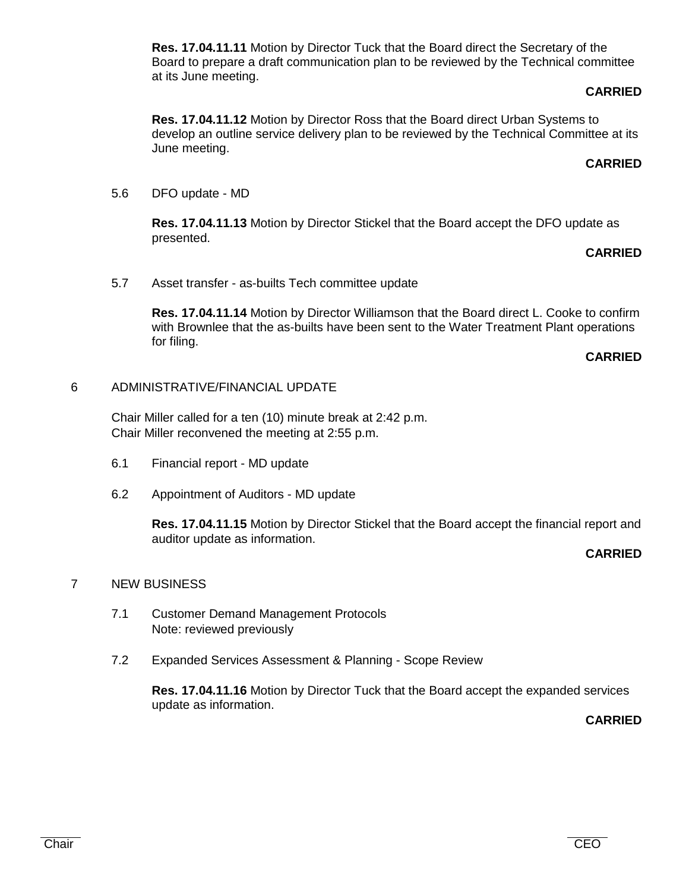**Res. 17.04.11.11** Motion by Director Tuck that the Board direct the Secretary of the Board to prepare a draft communication plan to be reviewed by the Technical committee at its June meeting.

**CARRIED**

**Res. 17.04.11.12** Motion by Director Ross that the Board direct Urban Systems to develop an outline service delivery plan to be reviewed by the Technical Committee at its June meeting.

**CARRIED**

5.6 DFO update - MD

**Res. 17.04.11.13** Motion by Director Stickel that the Board accept the DFO update as presented.

**CARRIED**

5.7 Asset transfer - as-builts Tech committee update

**Res. 17.04.11.14** Motion by Director Williamson that the Board direct L. Cooke to confirm with Brownlee that the as-builts have been sent to the Water Treatment Plant operations for filing.

**CARRIED**

6 ADMINISTRATIVE/FINANCIAL UPDATE

Chair Miller called for a ten (10) minute break at 2:42 p.m.
Chair Miller reconvened the meeting at 2:55 p.m.

6.1 Financial report - MD update

6.2 Appointment of Auditors - MD update

**Res. 17.04.11.15** Motion by Director Stickel that the Board accept the financial report and auditor update as information.

**CARRIED**

7 NEW BUSINESS

7.1 Customer Demand Management Protocols
Note: reviewed previously

7.2 Expanded Services Assessment & Planning - Scope Review

**Res. 17.04.11.16** Motion by Director Tuck that the Board accept the expanded services update as information.

**CARRIED**

Chair CEO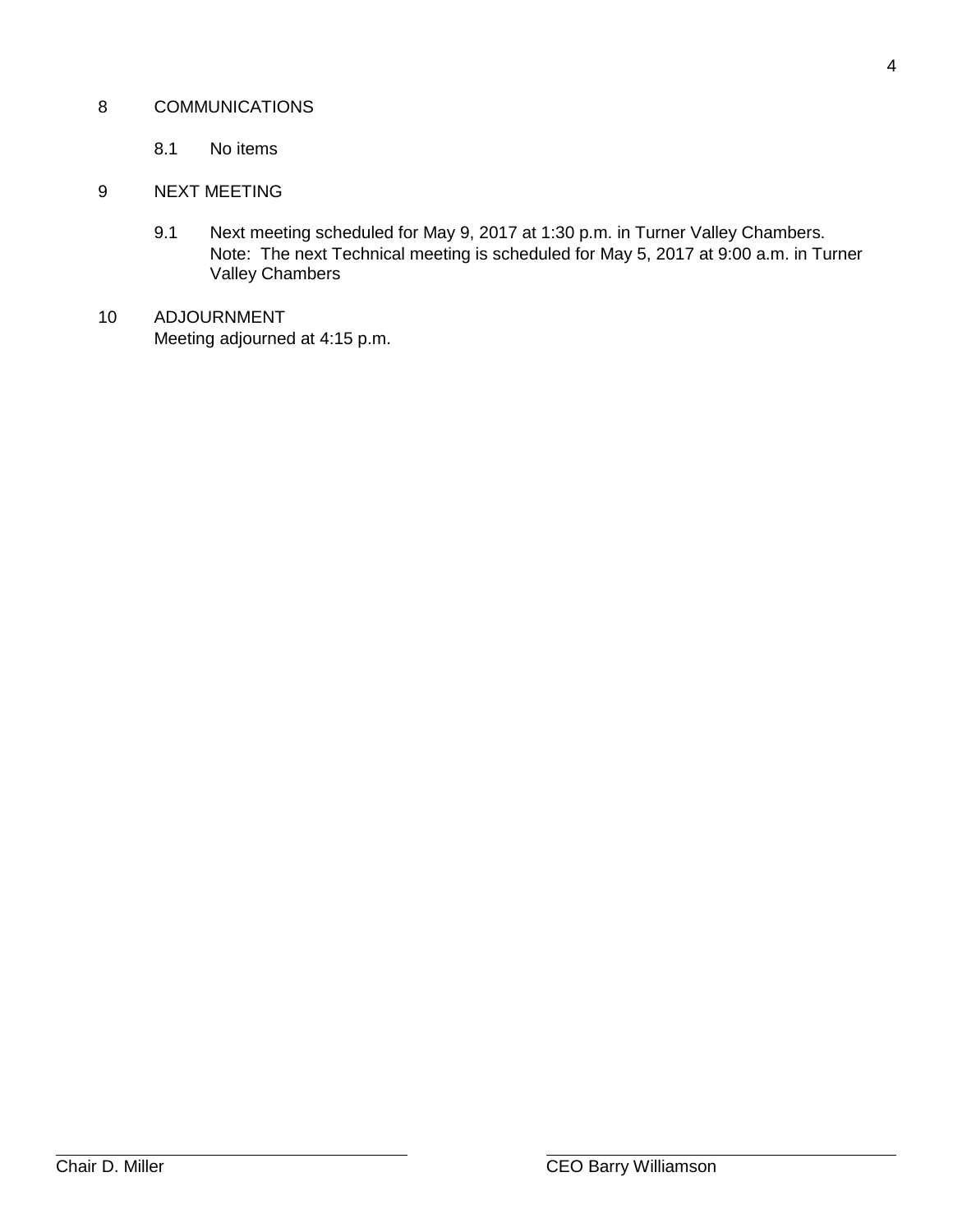## 8 COMMUNICATIONS

8.1 No items

## 9 NEXT MEETING

9.1 Next meeting scheduled for May 9, 2017 at 1:30 p.m. in Turner Valley Chambers.
Note: The next Technical meeting is scheduled for May 5, 2017 at 9:00 a.m. in Turner Valley Chambers

## 10 ADJOURNMENT

Meeting adjourned at 4:15 p.m.

\_\_\_\_\_\_\_\_\_\_\_\_\_\_\_\_\_\_\_\_\_\_\_\_\_\_\_\_\_\_
Chair D. Miller

\_\_\_\_\_\_\_\_\_\_\_\_\_\_\_\_\_\_\_\_\_\_\_\_\_\_\_\_\_\_
CEO Barry Williamson